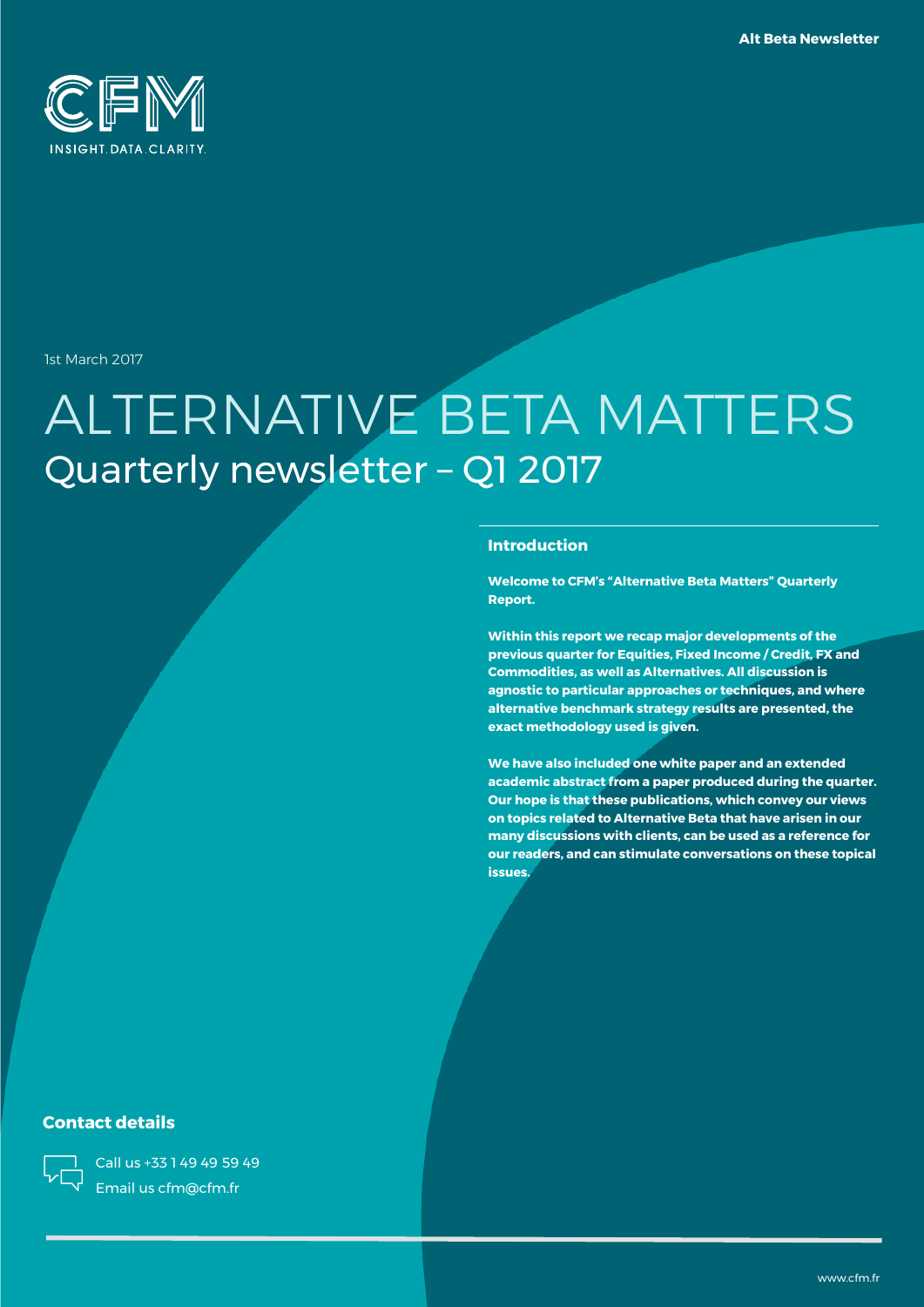CFM

INSIGHT. DATA. CLARITY.

1st March 2017

# ALTERNATIVE BETA MATTERS

## Quarterly newsletter – Q1 2017

### Introduction

**Welcome to CFM's "Alternative Beta Matters" Quarterly Report.**

**Within this report we recap major developments of the previous quarter for Equities, Fixed Income / Credit, FX and Commodities, as well as Alternatives. All discussion is agnostic to particular approaches or techniques, and where alternative benchmark strategy results are presented, the exact methodology used is given.**

**We have also included one white paper and an extended academic abstract from a paper produced during the quarter. Our hope is that these publications, which convey our views on topics related to Alternative Beta that have arisen in our many discussions with clients, can be used as a reference for our readers, and can stimulate conversations on these topical issues.**

### Contact details

Call us +33 1 49 49 59 49

Email us cfm@cfm.fr

www.cfm.fr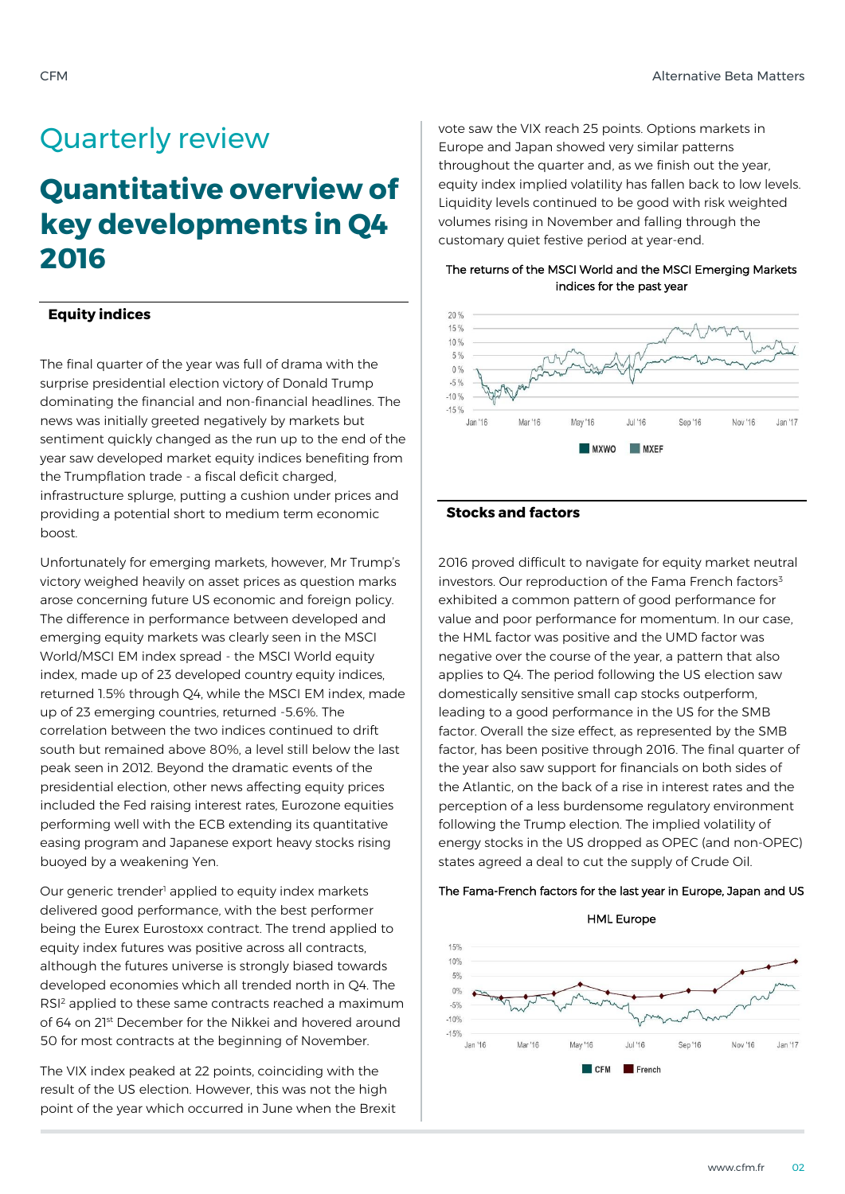# Quarterly review

# Quantitative overview of key developments in Q4 2016

## Equity indices

The final quarter of the year was full of drama with the surprise presidential election victory of Donald Trump dominating the financial and non-financial headlines. The news was initially greeted negatively by markets but sentiment quickly changed as the run up to the end of the year saw developed market equity indices benefiting from the Trumpflation trade - a fiscal deficit charged, infrastructure splurge, putting a cushion under prices and providing a potential short to medium term economic boost.

Unfortunately for emerging markets, however, Mr Trump's victory weighed heavily on asset prices as question marks arose concerning future US economic and foreign policy. The difference in performance between developed and emerging equity markets was clearly seen in the MSCI World/MSCI EM index spread - the MSCI World equity index, made up of 23 developed country equity indices, returned 1.5% through Q4, while the MSCI EM index, made up of 23 emerging countries, returned -5.6%. The correlation between the two indices continued to drift south but remained above 80%, a level still below the last peak seen in 2012. Beyond the dramatic events of the presidential election, other news affecting equity prices included the Fed raising interest rates, Eurozone equities performing well with the ECB extending its quantitative easing program and Japanese export heavy stocks rising buoyed by a weakening Yen.

Our generic trender[1] applied to equity index markets delivered good performance, with the best performer being the Eurex Eurostoxx contract. The trend applied to equity index futures was positive across all contracts, although the futures universe is strongly biased towards developed economies which all trended north in Q4. The RSI[2] applied to these same contracts reached a maximum of 64 on 21st December for the Nikkei and hovered around 50 for most contracts at the beginning of November.

The VIX index peaked at 22 points, coinciding with the result of the US election. However, this was not the high point of the year which occurred in June when the Brexit vote saw the VIX reach 25 points. Options markets in Europe and Japan showed very similar patterns throughout the quarter and, as we finish out the year, equity index implied volatility has fallen back to low levels. Liquidity levels continued to be good with risk weighted volumes rising in November and falling through the customary quiet festive period at year-end.

The returns of the MSCI World and the MSCI Emerging Markets indices for the past year

## Stocks and factors

2016 proved difficult to navigate for equity market neutral investors. Our reproduction of the Fama French factors[3] exhibited a common pattern of good performance for value and poor performance for momentum. In our case, the HML factor was positive and the UMD factor was negative over the course of the year, a pattern that also applies to Q4. The period following the US election saw domestically sensitive small cap stocks outperform, leading to a good performance in the US for the SMB factor. Overall the size effect, as represented by the SMB factor, has been positive through 2016. The final quarter of the year also saw support for financials on both sides of the Atlantic, on the back of a rise in interest rates and the perception of a less burdensome regulatory environment following the Trump election. The implied volatility of energy stocks in the US dropped as OPEC (and non-OPEC) states agreed a deal to cut the supply of Crude Oil.

The Fama-French factors for the last year in Europe, Japan and US

HML Europe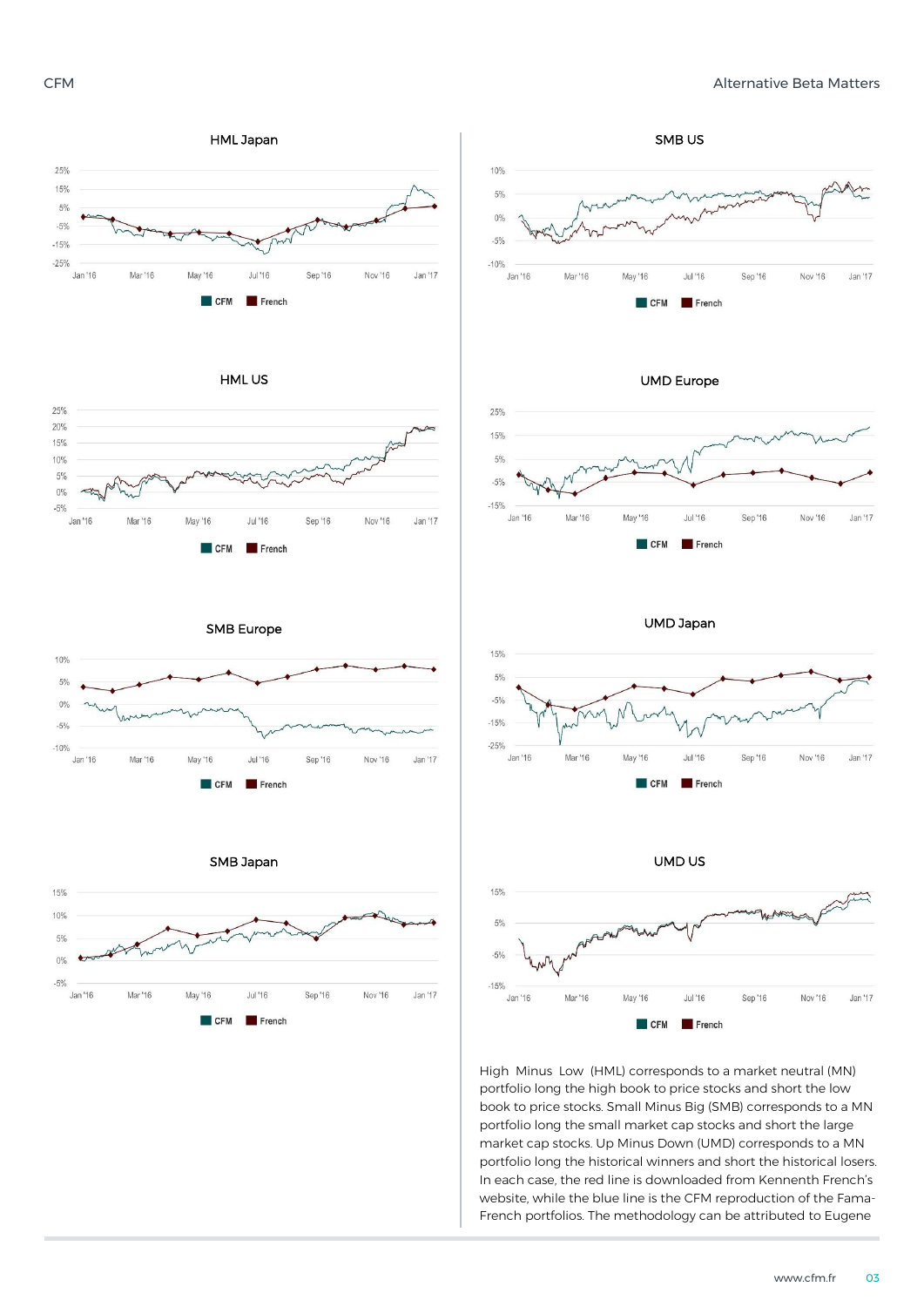#### HML Japan

CFM French

#### SMB US

CFM French

#### HML US

CFM French

#### UMD Europe

CFM French

#### SMB Europe

CFM French

#### UMD Japan

CFM French

#### SMB Japan

CFM French

#### UMD US

CFM French

High Minus Low (HML) corresponds to a market neutral (MN) portfolio long the high book to price stocks and short the low book to price stocks. Small Minus Big (SMB) corresponds to a MN portfolio long the small market cap stocks and short the large market cap stocks. Up Minus Down (UMD) corresponds to a MN portfolio long the historical winners and short the historical losers. In each case, the red line is downloaded from Kennenth French's website, while the blue line is the CFM reproduction of the Fama-French portfolios. The methodology can be attributed to Eugene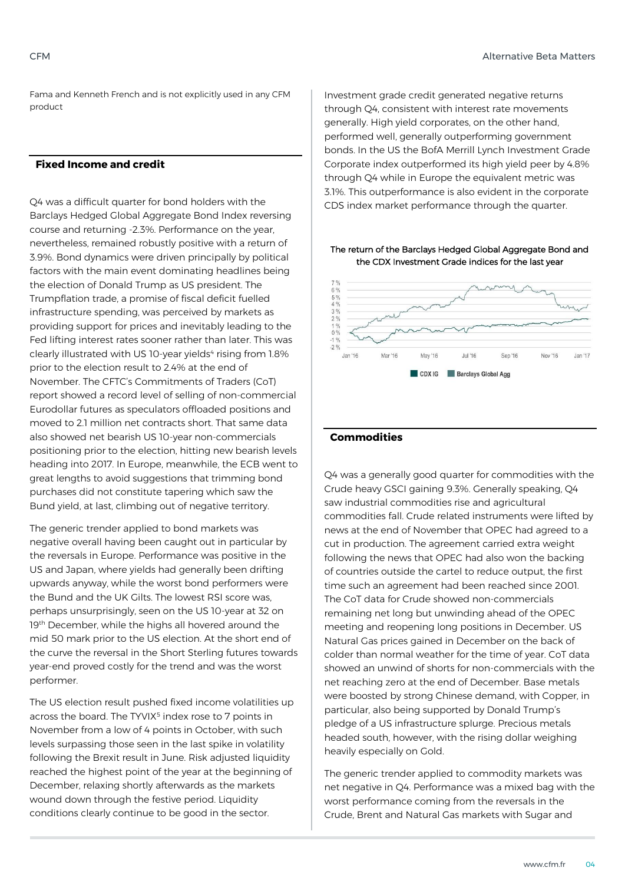Fama and Kenneth French and is not explicitly used in any CFM product

## Fixed Income and credit

Q4 was a difficult quarter for bond holders with the Barclays Hedged Global Aggregate Bond Index reversing course and returning -2.3%. Performance on the year, nevertheless, remained robustly positive with a return of 3.9%. Bond dynamics were driven principally by political factors with the main event dominating headlines being the election of Donald Trump as US president. The Trumpflation trade, a promise of fiscal deficit fuelled infrastructure spending, was perceived by markets as providing support for prices and inevitably leading to the Fed lifting interest rates sooner rather than later. This was clearly illustrated with US 10-year yields[4] rising from 1.8% prior to the election result to 2.4% at the end of November. The CFTC's Commitments of Traders (CoT) report showed a record level of selling of non-commercial Eurodollar futures as speculators offloaded positions and moved to 2.1 million net contracts short. That same data also showed net bearish US 10-year non-commercials positioning prior to the election, hitting new bearish levels heading into 2017. In Europe, meanwhile, the ECB went to great lengths to avoid suggestions that trimming bond purchases did not constitute tapering which saw the Bund yield, at last, climbing out of negative territory.

The generic trender applied to bond markets was negative overall having been caught out in particular by the reversals in Europe. Performance was positive in the US and Japan, where yields had generally been drifting upwards anyway, while the worst bond performers were the Bund and the UK Gilts. The lowest RSI score was, perhaps unsurprisingly, seen on the US 10-year at 32 on 19th December, while the highs all hovered around the mid 50 mark prior to the US election. At the short end of the curve the reversal in the Short Sterling futures towards year-end proved costly for the trend and was the worst performer.

The US election result pushed fixed income volatilities up across the board. The TYVIX[5] index rose to 7 points in November from a low of 4 points in October, with such levels surpassing those seen in the last spike in volatility following the Brexit result in June. Risk adjusted liquidity reached the highest point of the year at the beginning of December, relaxing shortly afterwards as the markets wound down through the festive period. Liquidity conditions clearly continue to be good in the sector.

Investment grade credit generated negative returns through Q4, consistent with interest rate movements generally. High yield corporates, on the other hand, performed well, generally outperforming government bonds. In the US the BofA Merrill Lynch Investment Grade Corporate index outperformed its high yield peer by 4.8% through Q4 while in Europe the equivalent metric was 3.1%. This outperformance is also evident in the corporate CDS index market performance through the quarter.

The return of the Barclays Hedged Global Aggregate Bond and the CDX Investment Grade indices for the last year

## Commodities

Q4 was a generally good quarter for commodities with the Crude heavy GSCI gaining 9.3%. Generally speaking, Q4 saw industrial commodities rise and agricultural commodities fall. Crude related instruments were lifted by news at the end of November that OPEC had agreed to a cut in production. The agreement carried extra weight following the news that OPEC had also won the backing of countries outside the cartel to reduce output, the first time such an agreement had been reached since 2001. The CoT data for Crude showed non-commercials remaining net long but unwinding ahead of the OPEC meeting and reopening long positions in December. US Natural Gas prices gained in December on the back of colder than normal weather for the time of year. CoT data showed an unwind of shorts for non-commercials with the net reaching zero at the end of December. Base metals were boosted by strong Chinese demand, with Copper, in particular, also being supported by Donald Trump's pledge of a US infrastructure splurge. Precious metals headed south, however, with the rising dollar weighing heavily especially on Gold.

The generic trender applied to commodity markets was net negative in Q4. Performance was a mixed bag with the worst performance coming from the reversals in the Crude, Brent and Natural Gas markets with Sugar and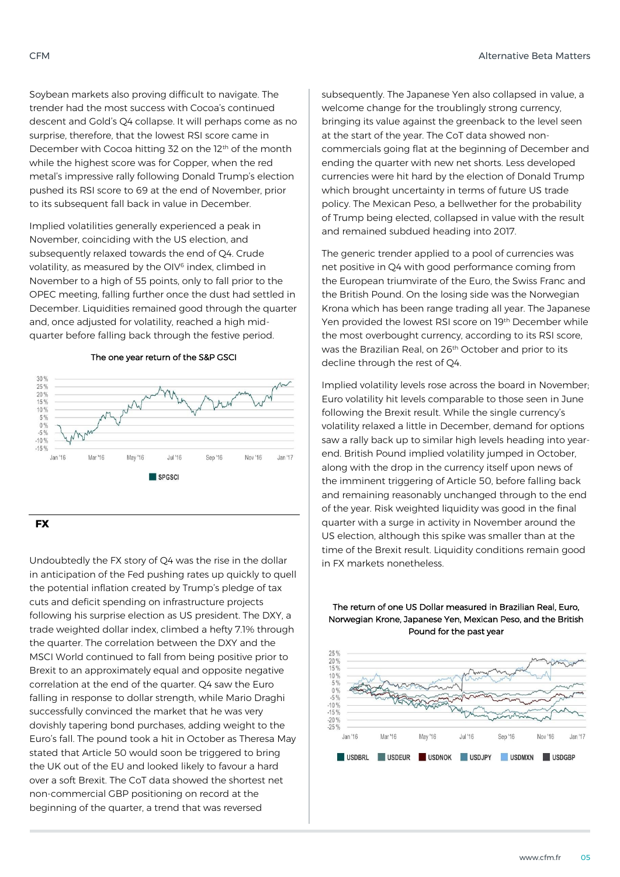Soybean markets also proving difficult to navigate. The trender had the most success with Cocoa's continued descent and Gold's Q4 collapse. It will perhaps come as no surprise, therefore, that the lowest RSI score came in December with Cocoa hitting 32 on the 12th of the month while the highest score was for Copper, when the red metal's impressive rally following Donald Trump's election pushed its RSI score to 69 at the end of November, prior to its subsequent fall back in value in December.

Implied volatilities generally experienced a peak in November, coinciding with the US election, and subsequently relaxed towards the end of Q4. Crude volatility, as measured by the OIV[6] index, climbed in November to a high of 55 points, only to fall prior to the OPEC meeting, falling further once the dust had settled in December. Liquidities remained good through the quarter and, once adjusted for volatility, reached a high mid-quarter before falling back through the festive period.

The one year return of the S&P GSCI

## FX

Undoubtedly the FX story of Q4 was the rise in the dollar in anticipation of the Fed pushing rates up quickly to quell the potential inflation created by Trump's pledge of tax cuts and deficit spending on infrastructure projects following his surprise election as US president. The DXY, a trade weighted dollar index, climbed a hefty 7.1% through the quarter. The correlation between the DXY and the MSCI World continued to fall from being positive prior to Brexit to an approximately equal and opposite negative correlation at the end of the quarter. Q4 saw the Euro falling in response to dollar strength, while Mario Draghi successfully convinced the market that he was very dovishly tapering bond purchases, adding weight to the Euro's fall. The pound took a hit in October as Theresa May stated that Article 50 would soon be triggered to bring the UK out of the EU and looked likely to favour a hard over a soft Brexit. The CoT data showed the shortest net non-commercial GBP positioning on record at the beginning of the quarter, a trend that was reversed subsequently. The Japanese Yen also collapsed in value, a welcome change for the troublingly strong currency, bringing its value against the greenback to the level seen at the start of the year. The CoT data showed non-commercials going flat at the beginning of December and ending the quarter with new net shorts. Less developed currencies were hit hard by the election of Donald Trump which brought uncertainty in terms of future US trade policy. The Mexican Peso, a bellwether for the probability of Trump being elected, collapsed in value with the result and remained subdued heading into 2017.

The generic trender applied to a pool of currencies was net positive in Q4 with good performance coming from the European triumvirate of the Euro, the Swiss Franc and the British Pound. On the losing side was the Norwegian Krona which has been range trading all year. The Japanese Yen provided the lowest RSI score on 19th December while the most overbought currency, according to its RSI score, was the Brazilian Real, on 26th October and prior to its decline through the rest of Q4.

Implied volatility levels rose across the board in November; Euro volatility hit levels comparable to those seen in June following the Brexit result. While the single currency's volatility relaxed a little in December, demand for options saw a rally back up to similar high levels heading into year-end. British Pound implied volatility jumped in October, along with the drop in the currency itself upon news of the imminent triggering of Article 50, before falling back and remaining reasonably unchanged through to the end of the year. Risk weighted liquidity was good in the final quarter with a surge in activity in November around the US election, although this spike was smaller than at the time of the Brexit result. Liquidity conditions remain good in FX markets nonetheless.

The return of one US Dollar measured in Brazilian Real, Euro, Norwegian Krone, Japanese Yen, Mexican Peso, and the British Pound for the past year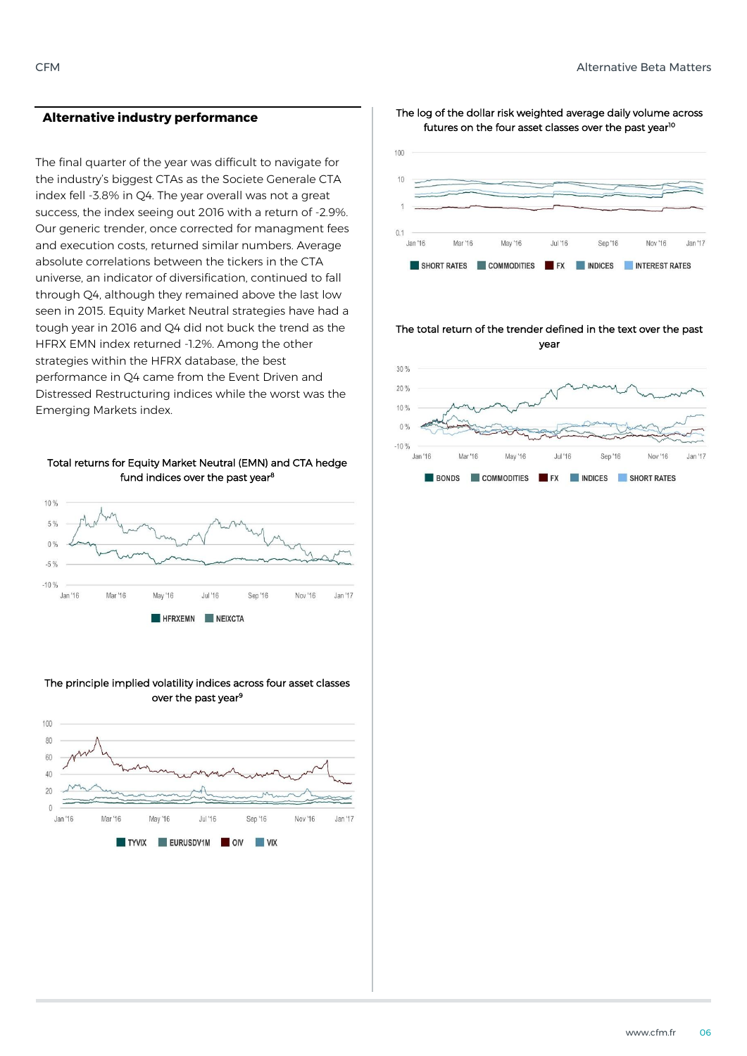## Alternative industry performance

The final quarter of the year was difficult to navigate for the industry's biggest CTAs as the Societe Generale CTA index fell -3.8% in Q4. The year overall was not a great success, the index seeing out 2016 with a return of -2.9%. Our generic trender, once corrected for managment fees and execution costs, returned similar numbers. Average absolute correlations between the tickers in the CTA universe, an indicator of diversification, continued to fall through Q4, although they remained above the last low seen in 2015. Equity Market Neutral strategies have had a tough year in 2016 and Q4 did not buck the trend as the HFRX EMN index returned -1.2%. Among the other strategies within the HFRX database, the best performance in Q4 came from the Event Driven and Distressed Restructuring indices while the worst was the Emerging Markets index.

Total returns for Equity Market Neutral (EMN) and CTA hedge fund indices over the past year[8]

The principle implied volatility indices across four asset classes over the past year[9]

The log of the dollar risk weighted average daily volume across futures on the four asset classes over the past year[10]

The total return of the trender defined in the text over the past year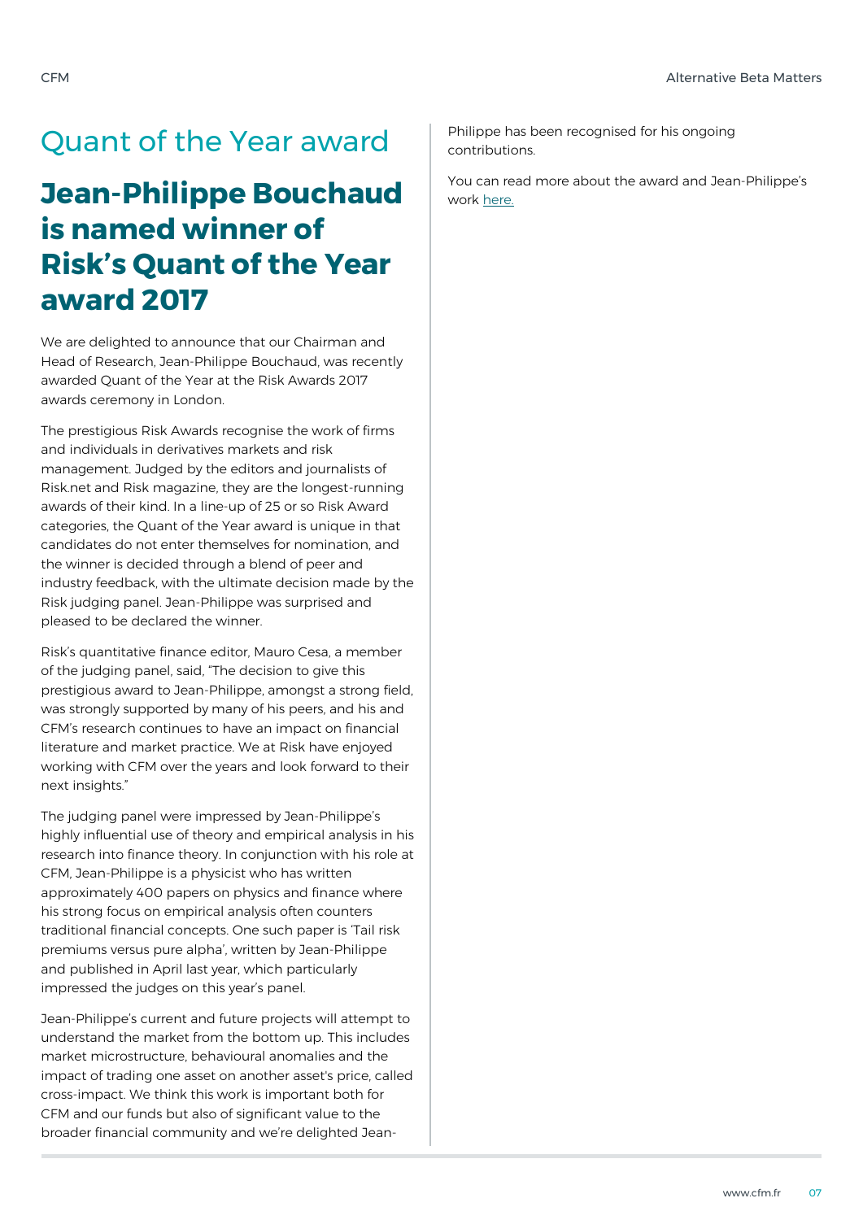## Quant of the Year award

# Jean-Philippe Bouchaud is named winner of Risk's Quant of the Year award 2017

We are delighted to announce that our Chairman and Head of Research, Jean-Philippe Bouchaud, was recently awarded Quant of the Year at the Risk Awards 2017 awards ceremony in London.

The prestigious Risk Awards recognise the work of firms and individuals in derivatives markets and risk management. Judged by the editors and journalists of Risk.net and Risk magazine, they are the longest-running awards of their kind. In a line-up of 25 or so Risk Award categories, the Quant of the Year award is unique in that candidates do not enter themselves for nomination, and the winner is decided through a blend of peer and industry feedback, with the ultimate decision made by the Risk judging panel. Jean-Philippe was surprised and pleased to be declared the winner.

Risk's quantitative finance editor, Mauro Cesa, a member of the judging panel, said, "The decision to give this prestigious award to Jean-Philippe, amongst a strong field, was strongly supported by many of his peers, and his and CFM's research continues to have an impact on financial literature and market practice. We at Risk have enjoyed working with CFM over the years and look forward to their next insights."

The judging panel were impressed by Jean-Philippe's highly influential use of theory and empirical analysis in his research into finance theory. In conjunction with his role at CFM, Jean-Philippe is a physicist who has written approximately 400 papers on physics and finance where his strong focus on empirical analysis often counters traditional financial concepts. One such paper is 'Tail risk premiums versus pure alpha', written by Jean-Philippe and published in April last year, which particularly impressed the judges on this year's panel.

Jean-Philippe's current and future projects will attempt to understand the market from the bottom up. This includes market microstructure, behavioural anomalies and the impact of trading one asset on another asset's price, called cross-impact. We think this work is important both for CFM and our funds but also of significant value to the broader financial community and we're delighted Jean-Philippe has been recognised for his ongoing contributions.

You can read more about the award and Jean-Philippe's work here.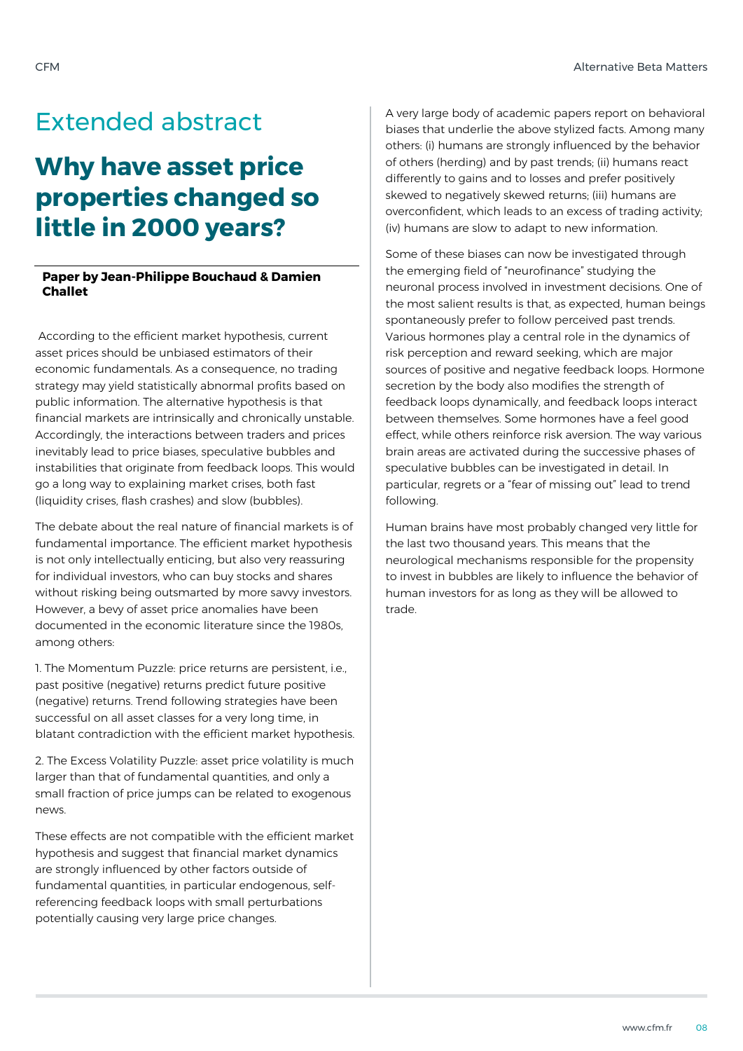# Extended abstract

## Why have asset price properties changed so little in 2000 years?

**Paper by Jean-Philippe Bouchaud & Damien Challet**

According to the efficient market hypothesis, current asset prices should be unbiased estimators of their economic fundamentals. As a consequence, no trading strategy may yield statistically abnormal profits based on public information. The alternative hypothesis is that financial markets are intrinsically and chronically unstable. Accordingly, the interactions between traders and prices inevitably lead to price biases, speculative bubbles and instabilities that originate from feedback loops. This would go a long way to explaining market crises, both fast (liquidity crises, flash crashes) and slow (bubbles).

The debate about the real nature of financial markets is of fundamental importance. The efficient market hypothesis is not only intellectually enticing, but also very reassuring for individual investors, who can buy stocks and shares without risking being outsmarted by more savvy investors. However, a bevy of asset price anomalies have been documented in the economic literature since the 1980s, among others:

1. The Momentum Puzzle: price returns are persistent, i.e., past positive (negative) returns predict future positive (negative) returns. Trend following strategies have been successful on all asset classes for a very long time, in blatant contradiction with the efficient market hypothesis.

2. The Excess Volatility Puzzle: asset price volatility is much larger than that of fundamental quantities, and only a small fraction of price jumps can be related to exogenous news.

These effects are not compatible with the efficient market hypothesis and suggest that financial market dynamics are strongly influenced by other factors outside of fundamental quantities, in particular endogenous, self-referencing feedback loops with small perturbations potentially causing very large price changes.

A very large body of academic papers report on behavioral biases that underlie the above stylized facts. Among many others: (i) humans are strongly influenced by the behavior of others (herding) and by past trends; (ii) humans react differently to gains and to losses and prefer positively skewed to negatively skewed returns; (iii) humans are overconfident, which leads to an excess of trading activity; (iv) humans are slow to adapt to new information.

Some of these biases can now be investigated through the emerging field of "neurofinance" studying the neuronal process involved in investment decisions. One of the most salient results is that, as expected, human beings spontaneously prefer to follow perceived past trends. Various hormones play a central role in the dynamics of risk perception and reward seeking, which are major sources of positive and negative feedback loops. Hormone secretion by the body also modifies the strength of feedback loops dynamically, and feedback loops interact between themselves. Some hormones have a feel good effect, while others reinforce risk aversion. The way various brain areas are activated during the successive phases of speculative bubbles can be investigated in detail. In particular, regrets or a "fear of missing out" lead to trend following.

Human brains have most probably changed very little for the last two thousand years. This means that the neurological mechanisms responsible for the propensity to invest in bubbles are likely to influence the behavior of human investors for as long as they will be allowed to trade.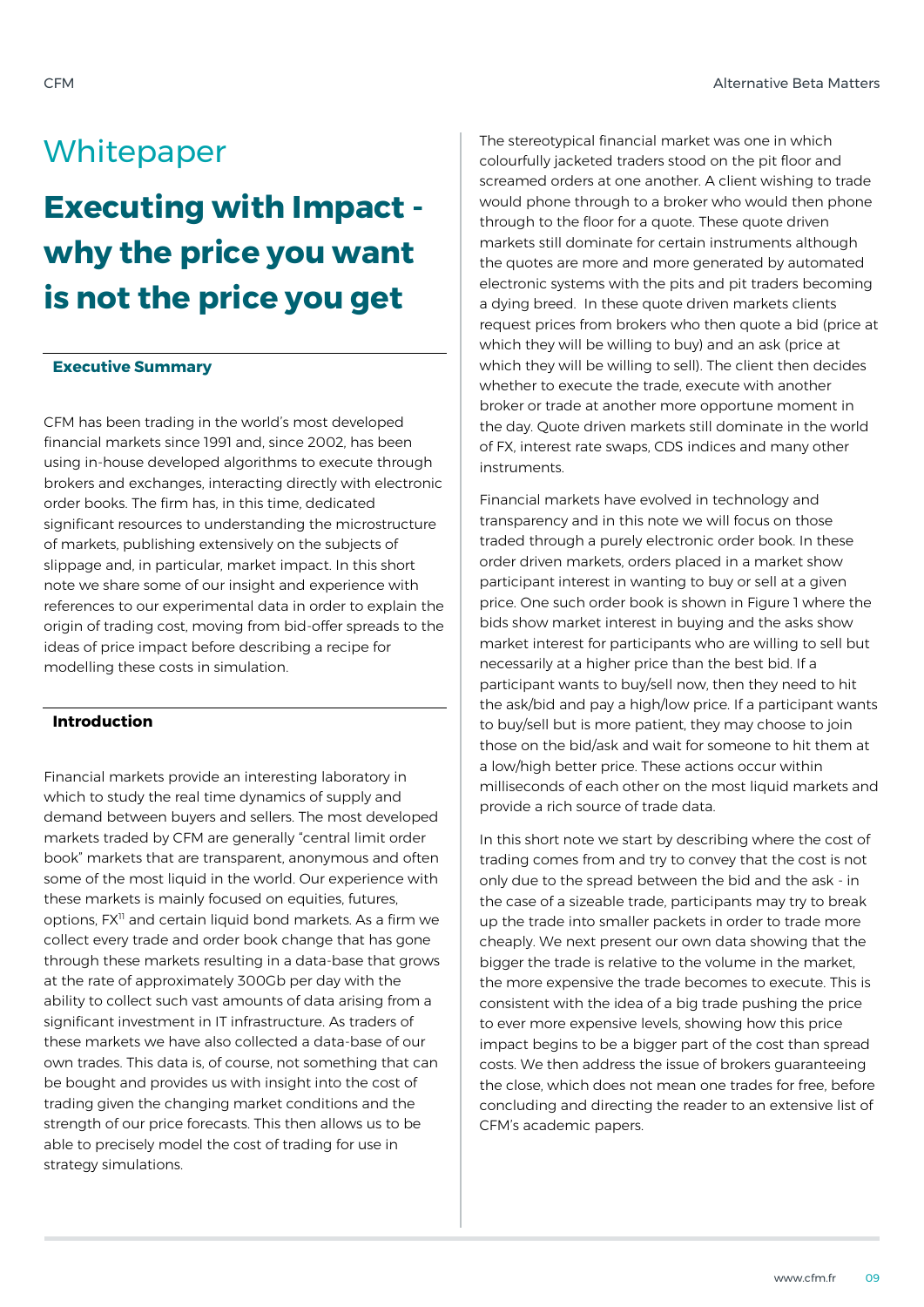Whitepaper

# Executing with Impact - why the price you want is not the price you get

## Executive Summary

CFM has been trading in the world's most developed financial markets since 1991 and, since 2002, has been using in-house developed algorithms to execute through brokers and exchanges, interacting directly with electronic order books. The firm has, in this time, dedicated significant resources to understanding the microstructure of markets, publishing extensively on the subjects of slippage and, in particular, market impact. In this short note we share some of our insight and experience with references to our experimental data in order to explain the origin of trading cost, moving from bid-offer spreads to the ideas of price impact before describing a recipe for modelling these costs in simulation.

## Introduction

Financial markets provide an interesting laboratory in which to study the real time dynamics of supply and demand between buyers and sellers. The most developed markets traded by CFM are generally "central limit order book" markets that are transparent, anonymous and often some of the most liquid in the world. Our experience with these markets is mainly focused on equities, futures, options, FX[1] and certain liquid bond markets. As a firm we collect every trade and order book change that has gone through these markets resulting in a data-base that grows at the rate of approximately 300Gb per day with the ability to collect such vast amounts of data arising from a significant investment in IT infrastructure. As traders of these markets we have also collected a data-base of our own trades. This data is, of course, not something that can be bought and provides us with insight into the cost of trading given the changing market conditions and the strength of our price forecasts. This then allows us to be able to precisely model the cost of trading for use in strategy simulations.

The stereotypical financial market was one in which colourfully jacketed traders stood on the pit floor and screamed orders at one another. A client wishing to trade would phone through to a broker who would then phone through to the floor for a quote. These quote driven markets still dominate for certain instruments although the quotes are more and more generated by automated electronic systems with the pits and pit traders becoming a dying breed. In these quote driven markets clients request prices from brokers who then quote a bid (price at which they will be willing to buy) and an ask (price at which they will be willing to sell). The client then decides whether to execute the trade, execute with another broker or trade at another more opportune moment in the day. Quote driven markets still dominate in the world of FX, interest rate swaps, CDS indices and many other instruments.

Financial markets have evolved in technology and transparency and in this note we will focus on those traded through a purely electronic order book. In these order driven markets, orders placed in a market show participant interest in wanting to buy or sell at a given price. One such order book is shown in Figure 1 where the bids show market interest in buying and the asks show market interest for participants who are willing to sell but necessarily at a higher price than the best bid. If a participant wants to buy/sell now, then they need to hit the ask/bid and pay a high/low price. If a participant wants to buy/sell but is more patient, they may choose to join those on the bid/ask and wait for someone to hit them at a low/high better price. These actions occur within milliseconds of each other on the most liquid markets and provide a rich source of trade data.

In this short note we start by describing where the cost of trading comes from and try to convey that the cost is not only due to the spread between the bid and the ask - in the case of a sizeable trade, participants may try to break up the trade into smaller packets in order to trade more cheaply. We next present our own data showing that the bigger the trade is relative to the volume in the market, the more expensive the trade becomes to execute. This is consistent with the idea of a big trade pushing the price to ever more expensive levels, showing how this price impact begins to be a bigger part of the cost than spread costs. We then address the issue of brokers guaranteeing the close, which does not mean one trades for free, before concluding and directing the reader to an extensive list of CFM's academic papers.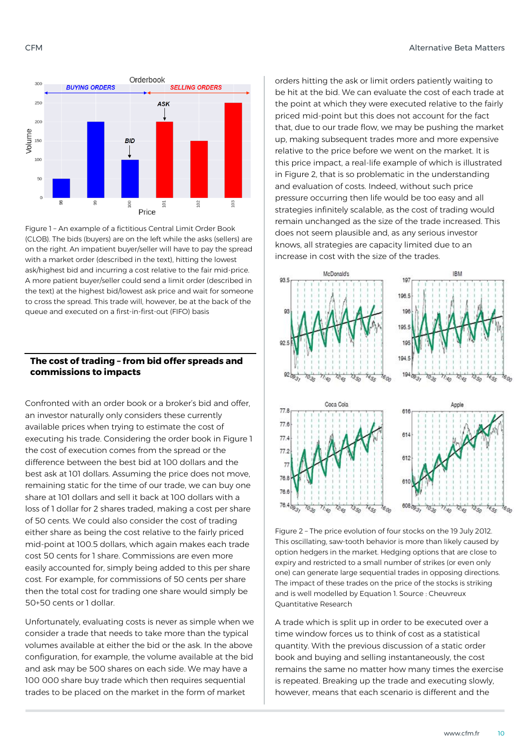Figure 1 – An example of a fictitious Central Limit Order Book (CLOB). The bids (buyers) are on the left while the asks (sellers) are on the right. An impatient buyer/seller will have to pay the spread with a market order (described in the text), hitting the lowest ask/highest bid and incurring a cost relative to the fair mid-price. A more patient buyer/seller could send a limit order (described in the text) at the highest bid/lowest ask price and wait for someone to cross the spread. This trade will, however, be at the back of the queue and executed on a first-in-first-out (FIFO) basis

## The cost of trading – from bid offer spreads and commissions to impacts

Confronted with an order book or a broker's bid and offer, an investor naturally only considers these currently available prices when trying to estimate the cost of executing his trade. Considering the order book in Figure 1 the cost of execution comes from the spread or the difference between the best bid at 100 dollars and the best ask at 101 dollars. Assuming the price does not move, remaining static for the time of our trade, we can buy one share at 101 dollars and sell it back at 100 dollars with a loss of 1 dollar for 2 shares traded, making a cost per share of 50 cents. We could also consider the cost of trading either share as being the cost relative to the fairly priced mid-point at 100.5 dollars, which again makes each trade cost 50 cents for 1 share. Commissions are even more easily accounted for, simply being added to this per share cost. For example, for commissions of 50 cents per share then the total cost for trading one share would simply be 50+50 cents or 1 dollar.

Unfortunately, evaluating costs is never as simple when we consider a trade that needs to take more than the typical volumes available at either the bid or the ask. In the above configuration, for example, the volume available at the bid and ask may be 500 shares on each side. We may have a 100 000 share buy trade which then requires sequential trades to be placed on the market in the form of market orders hitting the ask or limit orders patiently waiting to be hit at the bid. We can evaluate the cost of each trade at the point at which they were executed relative to the fairly priced mid-point but this does not account for the fact that, due to our trade flow, we may be pushing the market up, making subsequent trades more and more expensive relative to the price before we went on the market. It is this price impact, a real-life example of which is illustrated in Figure 2, that is so problematic in the understanding and evaluation of costs. Indeed, without such price pressure occurring then life would be too easy and all strategies infinitely scalable, as the cost of trading would remain unchanged as the size of the trade increased. This does not seem plausible and, as any serious investor knows, all strategies are capacity limited due to an increase in cost with the size of the trades.

Figure 2 – The price evolution of four stocks on the 19 July 2012. This oscillating, saw-tooth behavior is more than likely caused by option hedgers in the market. Hedging options that are close to expiry and restricted to a small number of strikes (or even only one) can generate large sequential trades in opposing directions. The impact of these trades on the price of the stocks is striking and is well modelled by Equation 1. Source : Cheuvreux Quantitative Research

A trade which is split up in order to be executed over a time window forces us to think of cost as a statistical quantity. With the previous discussion of a static order book and buying and selling instantaneously, the cost remains the same no matter how many times the exercise is repeated. Breaking up the trade and executing slowly, however, means that each scenario is different and the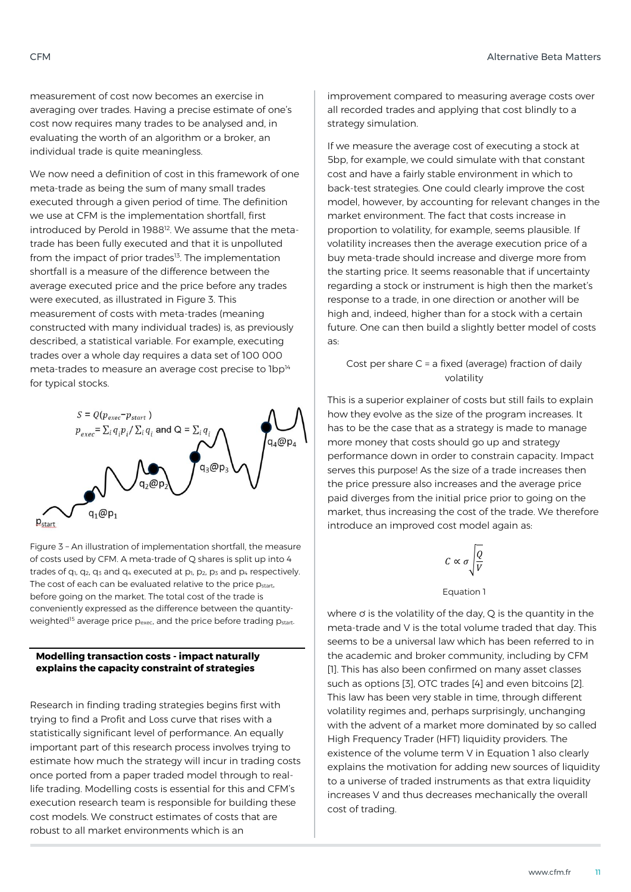measurement of cost now becomes an exercise in averaging over trades. Having a precise estimate of one's cost now requires many trades to be analysed and, in evaluating the worth of an algorithm or a broker, an individual trade is quite meaningless.

We now need a definition of cost in this framework of one meta-trade as being the sum of many small trades executed through a given period of time. The definition we use at CFM is the implementation shortfall, first introduced by Perold in 1988[12]. We assume that the meta-trade has been fully executed and that it is unpolluted from the impact of prior trades[13]. The implementation shortfall is a measure of the difference between the average executed price and the price before any trades were executed, as illustrated in Figure 3. This measurement of costs with meta-trades (meaning constructed with many individual trades) is, as previously described, a statistical variable. For example, executing trades over a whole day requires a data set of 100 000 meta-trades to measure an average cost precise to 1bp[14] for typical stocks.

$$S = Q(p_{exec} - p_{start})$$

$$p_{exec} = \sum_i q_i p_i / \sum_i q_i \text{ and } Q = \sum_i q_i$$

Figure 3 – An illustration of implementation shortfall, the measure of costs used by CFM. A meta-trade of Q shares is split up into 4 trades of $q_1$, $q_2$, $q_3$ and $q_4$ executed at $p_1$, $p_2$, $p_3$ and $p_4$ respectively. The cost of each can be evaluated relative to the price $p_{start}$, before going on the market. The total cost of the trade is conveniently expressed as the difference between the quantity-weighted[15] average price $p_{exec}$, and the price before trading $p_{start}$.

## Modelling transaction costs - impact naturally explains the capacity constraint of strategies

Research in finding trading strategies begins first with trying to find a Profit and Loss curve that rises with a statistically significant level of performance. An equally important part of this research process involves trying to estimate how much the strategy will incur in trading costs once ported from a paper traded model through to real-life trading. Modelling costs is essential for this and CFM's execution research team is responsible for building these cost models. We construct estimates of costs that are robust to all market environments which is an improvement compared to measuring average costs over all recorded trades and applying that cost blindly to a strategy simulation.

If we measure the average cost of executing a stock at 5bp, for example, we could simulate with that constant cost and have a fairly stable environment in which to back-test strategies. One could clearly improve the cost model, however, by accounting for relevant changes in the market environment. The fact that costs increase in proportion to volatility, for example, seems plausible. If volatility increases then the average execution price of a buy meta-trade should increase and diverge more from the starting price. It seems reasonable that if uncertainty regarding a stock or instrument is high then the market's response to a trade, in one direction or another will be high and, indeed, higher than for a stock with a certain future. One can then build a slightly better model of costs as:

Cost per share C = a fixed (average) fraction of daily volatility

This is a superior explainer of costs but still fails to explain how they evolve as the size of the program increases. It has to be the case that as a strategy is made to manage more money that costs should go up and strategy performance down in order to constrain capacity. Impact serves this purpose! As the size of a trade increases then the price pressure also increases and the average price paid diverges from the initial price prior to going on the market, thus increasing the cost of the trade. We therefore introduce an improved cost model again as:

$$C \propto \sigma \sqrt{\frac{Q}{V}}$$

Equation 1

where $\sigma$ is the volatility of the day, Q is the quantity in the meta-trade and V is the total volume traded that day. This seems to be a universal law which has been referred to in the academic and broker community, including by CFM [1]. This has also been confirmed on many asset classes such as options [3], OTC trades [4] and even bitcoins [2]. This law has been very stable in time, through different volatility regimes and, perhaps surprisingly, unchanging with the advent of a market more dominated by so called High Frequency Trader (HFT) liquidity providers. The existence of the volume term V in Equation 1 also clearly explains the motivation for adding new sources of liquidity to a universe of traded instruments as that extra liquidity increases V and thus decreases mechanically the overall cost of trading.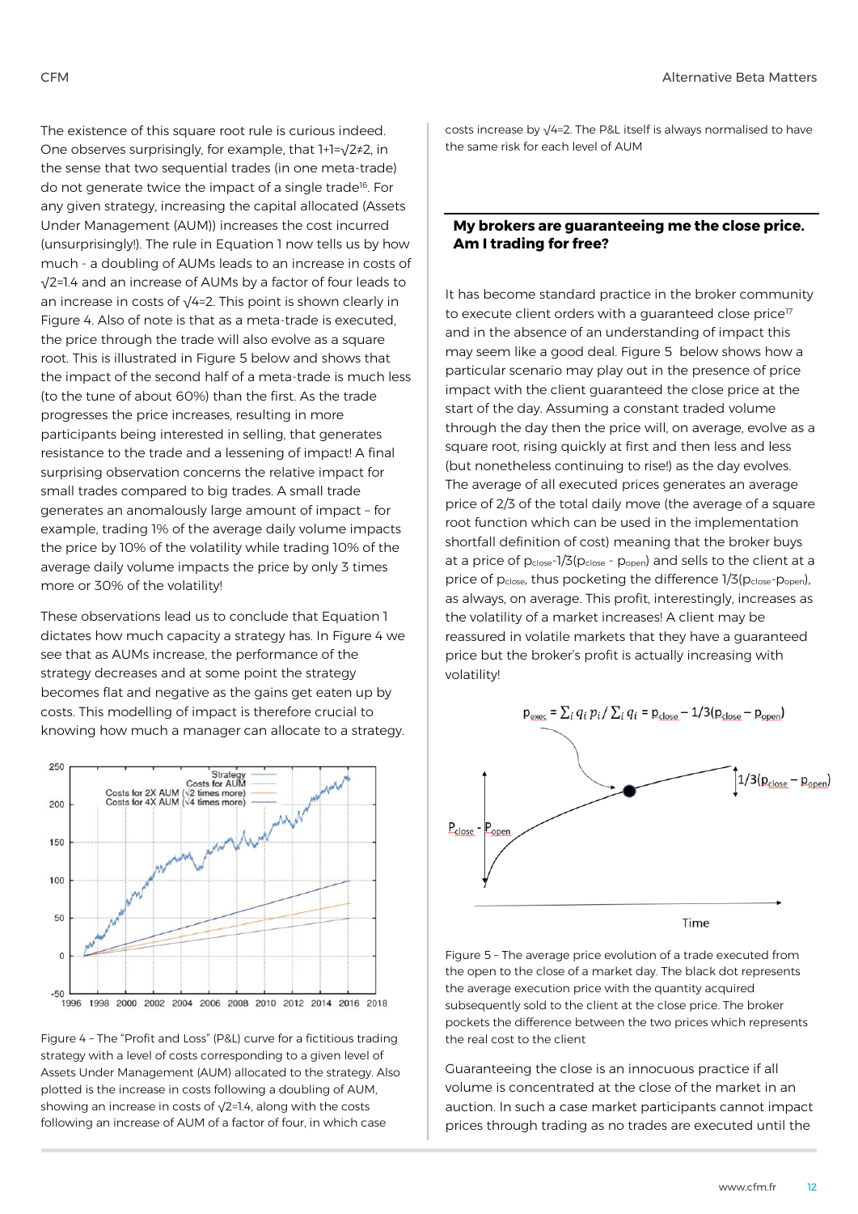The existence of this square root rule is curious indeed. One observes surprisingly, for example, that $1+1=\sqrt{2}\neq 2$, in the sense that two sequential trades (in one meta-trade) do not generate twice the impact of a single trade[16]. For any given strategy, increasing the capital allocated (Assets Under Management (AUM)) increases the cost incurred (unsurprisingly!). The rule in Equation 1 now tells us by how much - a doubling of AUMs leads to an increase in costs of $\sqrt{2}=1.4$ and an increase of AUMs by a factor of four leads to an increase in costs of $\sqrt{4}=2$. This point is shown clearly in Figure 4. Also of note is that as a meta-trade is executed, the price through the trade will also evolve as a square root. This is illustrated in Figure 5 below and shows that the impact of the second half of a meta-trade is much less (to the tune of about 60%) than the first. As the trade progresses the price increases, resulting in more participants being interested in selling, that generates resistance to the trade and a lessening of impact! A final surprising observation concerns the relative impact for small trades compared to big trades. A small trade generates an anomalously large amount of impact – for example, trading 1% of the average daily volume impacts the price by 10% of the volatility while trading 10% of the average daily volume impacts the price by only 3 times more or 30% of the volatility!

These observations lead us to conclude that Equation 1 dictates how much capacity a strategy has. In Figure 4 we see that as AUMs increase, the performance of the strategy decreases and at some point the strategy becomes flat and negative as the gains get eaten up by costs. This modelling of impact is therefore crucial to knowing how much a manager can allocate to a strategy.

Figure 4 – The "Profit and Loss" (P&L) curve for a fictitious trading strategy with a level of costs corresponding to a given level of Assets Under Management (AUM) allocated to the strategy. Also plotted is the increase in costs following a doubling of AUM, showing an increase in costs of $\sqrt{2}=1.4$, along with the costs following an increase of AUM of a factor of four, in which case costs increase by $\sqrt{4}=2$. The P&L itself is always normalised to have the same risk for each level of AUM

## My brokers are guaranteeing me the close price. Am I trading for free?

It has become standard practice in the broker community to execute client orders with a guaranteed close price[17] and in the absence of an understanding of impact this may seem like a good deal. Figure 5 below shows how a particular scenario may play out in the presence of price impact with the client guaranteed the close price at the start of the day. Assuming a constant traded volume through the day then the price will, on average, evolve as a square root, rising quickly at first and then less and less (but nonetheless continuing to rise!) as the day evolves. The average of all executed prices generates an average price of 2/3 of the total daily move (the average of a square root function which can be used in the implementation shortfall definition of cost) meaning that the broker buys at a price of $p_{close}-1/3(p_{close}-p_{open})$ and sells to the client at a price of $p_{close}$, thus pocketing the difference $1/3(p_{close}-p_{open})$, as always, on average. This profit, interestingly, increases as the volatility of a market increases! A client may be reassured in volatile markets that they have a guaranteed price but the broker's profit is actually increasing with volatility!

Figure 5 – The average price evolution of a trade executed from the open to the close of a market day. The black dot represents the average execution price with the quantity acquired subsequently sold to the client at the close price. The broker pockets the difference between the two prices which represents the real cost to the client

Guaranteeing the close is an innocuous practice if all volume is concentrated at the close of the market in an auction. In such a case market participants cannot impact prices through trading as no trades are executed until the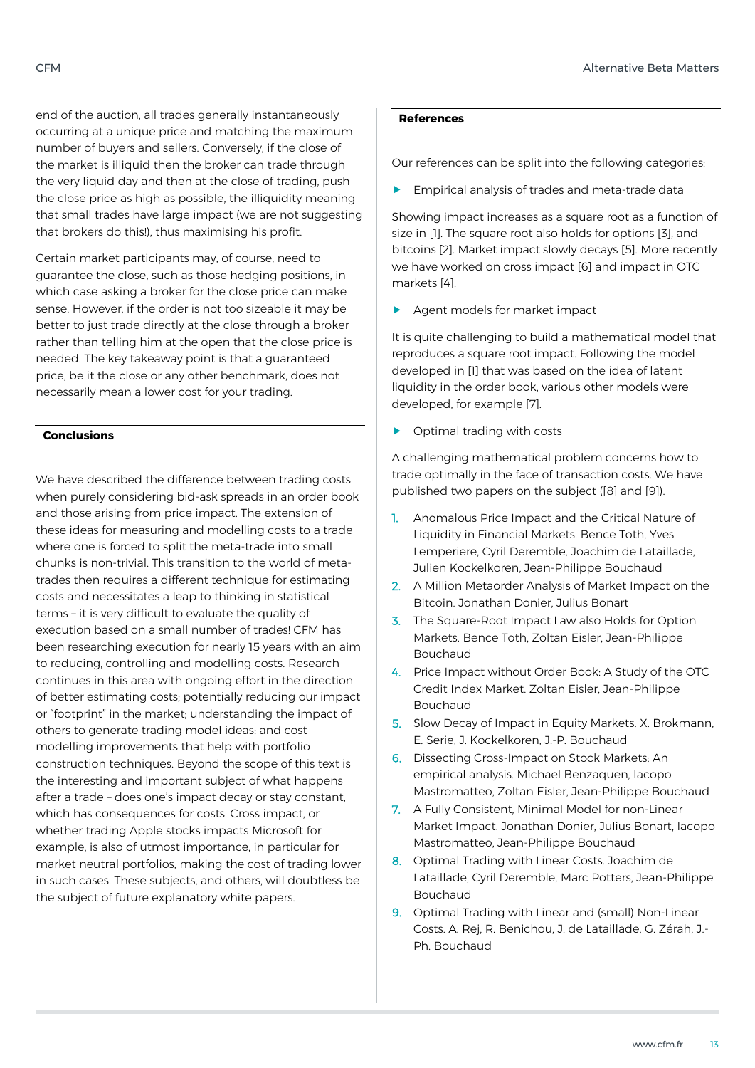end of the auction, all trades generally instantaneously occurring at a unique price and matching the maximum number of buyers and sellers. Conversely, if the close of the market is illiquid then the broker can trade through the very liquid day and then at the close of trading, push the close price as high as possible, the illiquidity meaning that small trades have large impact (we are not suggesting that brokers do this!), thus maximising his profit.

Certain market participants may, of course, need to guarantee the close, such as those hedging positions, in which case asking a broker for the close price can make sense. However, if the order is not too sizeable it may be better to just trade directly at the close through a broker rather than telling him at the open that the close price is needed. The key takeaway point is that a guaranteed price, be it the close or any other benchmark, does not necessarily mean a lower cost for your trading.

## Conclusions

We have described the difference between trading costs when purely considering bid-ask spreads in an order book and those arising from price impact. The extension of these ideas for measuring and modelling costs to a trade where one is forced to split the meta-trade into small chunks is non-trivial. This transition to the world of meta-trades then requires a different technique for estimating costs and necessitates a leap to thinking in statistical terms – it is very difficult to evaluate the quality of execution based on a small number of trades! CFM has been researching execution for nearly 15 years with an aim to reducing, controlling and modelling costs. Research continues in this area with ongoing effort in the direction of better estimating costs; potentially reducing our impact or "footprint" in the market; understanding the impact of others to generate trading model ideas; and cost modelling improvements that help with portfolio construction techniques. Beyond the scope of this text is the interesting and important subject of what happens after a trade – does one's impact decay or stay constant, which has consequences for costs. Cross impact, or whether trading Apple stocks impacts Microsoft for example, is also of utmost importance, in particular for market neutral portfolios, making the cost of trading lower in such cases. These subjects, and others, will doubtless be the subject of future explanatory white papers.

## References

Our references can be split into the following categories:

- Empirical analysis of trades and meta-trade data

Showing impact increases as a square root as a function of size in [1]. The square root also holds for options [3], and bitcoins [2]. Market impact slowly decays [5]. More recently we have worked on cross impact [6] and impact in OTC markets [4].

- Agent models for market impact

It is quite challenging to build a mathematical model that reproduces a square root impact. Following the model developed in [1] that was based on the idea of latent liquidity in the order book, various other models were developed, for example [7].

- Optimal trading with costs

A challenging mathematical problem concerns how to trade optimally in the face of transaction costs. We have published two papers on the subject ([8] and [9]).

1. Anomalous Price Impact and the Critical Nature of Liquidity in Financial Markets. Bence Toth, Yves Lemperiere, Cyril Deremble, Joachim de Lataillade, Julien Kockelkoren, Jean-Philippe Bouchaud
2. A Million Metaorder Analysis of Market Impact on the Bitcoin. Jonathan Donier, Julius Bonart
3. The Square-Root Impact Law also Holds for Option Markets. Bence Toth, Zoltan Eisler, Jean-Philippe Bouchaud
4. Price Impact without Order Book: A Study of the OTC Credit Index Market. Zoltan Eisler, Jean-Philippe Bouchaud
5. Slow Decay of Impact in Equity Markets. X. Brokmann, E. Serie, J. Kockelkoren, J.-P. Bouchaud
6. Dissecting Cross-Impact on Stock Markets: An empirical analysis. Michael Benzaquen, Iacopo Mastromatteo, Zoltan Eisler, Jean-Philippe Bouchaud
7. A Fully Consistent, Minimal Model for non-Linear Market Impact. Jonathan Donier, Julius Bonart, Iacopo Mastromatteo, Jean-Philippe Bouchaud
8. Optimal Trading with Linear Costs. Joachim de Lataillade, Cyril Deremble, Marc Potters, Jean-Philippe Bouchaud
9. Optimal Trading with Linear and (small) Non-Linear Costs. A. Rej, R. Benichou, J. de Lataillade, G. Zérah, J.-Ph. Bouchaud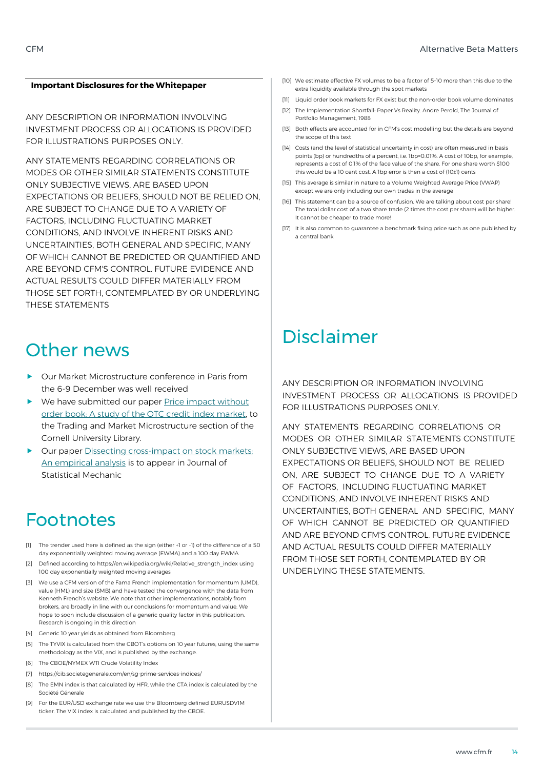**Important Disclosures for the Whitepaper**

ANY DESCRIPTION OR INFORMATION INVOLVING INVESTMENT PROCESS OR ALLOCATIONS IS PROVIDED FOR ILLUSTRATIONS PURPOSES ONLY.

ANY STATEMENTS REGARDING CORRELATIONS OR MODES OR OTHER SIMILAR STATEMENTS CONSTITUTE ONLY SUBJECTIVE VIEWS, ARE BASED UPON EXPECTATIONS OR BELIEFS, SHOULD NOT BE RELIED ON, ARE SUBJECT TO CHANGE DUE TO A VARIETY OF FACTORS, INCLUDING FLUCTUATING MARKET CONDITIONS, AND INVOLVE INHERENT RISKS AND UNCERTAINTIES, BOTH GENERAL AND SPECIFIC, MANY OF WHICH CANNOT BE PREDICTED OR QUANTIFIED AND ARE BEYOND CFM'S CONTROL. FUTURE EVIDENCE AND ACTUAL RESULTS COULD DIFFER MATERIALLY FROM THOSE SET FORTH, CONTEMPLATED BY OR UNDERLYING THESE STATEMENTS

# Other news

- Our Market Microstructure conference in Paris from the 6-9 December was well received
- We have submitted our paper [Price impact without order book: A study of the OTC credit index market](), to the Trading and Market Microstructure section of the Cornell University Library.
- Our paper [Dissecting cross-impact on stock markets: An empirical analysis]() is to appear in Journal of Statistical Mechanic

# Footnotes

[1] The trender used here is defined as the sign (either +1 or -1) of the difference of a 50 day exponentially weighted moving average (EWMA) and a 100 day EWMA

[2] Defined according to https://en.wikipedia.org/wiki/Relative_strength_index using 100 day exponentially weighted moving averages

[3] We use a CFM version of the Fama French implementation for momentum (UMD), value (HML) and size (SMB) and have tested the convergence with the data from Kenneth French's website. We note that other implementations, notably from brokers, are broadly in line with our conclusions for momentum and value. We hope to soon include discussion of a generic quality factor in this publication. Research is ongoing in this direction

[4] Generic 10 year yields as obtained from Bloomberg

[5] The TYVIX is calculated from the CBOT's options on 10 year futures, using the same methodology as the VIX, and is published by the exchange.

[6] The CBOE/NYMEX WTI Crude Volatility Index

[7] https://cib.societegenerale.com/en/sg-prime-services-indices/

[8] The EMN index is that calculated by HFR, while the CTA index is calculated by the Société Génerale

[9] For the EUR/USD exchange rate we use the Bloomberg defined EURUSDV1M ticker. The VIX index is calculated and published by the CBOE.

[10] We estimate effective FX volumes to be a factor of 5-10 more than this due to the extra liquidity available through the spot markets

[11] Liquid order book markets for FX exist but the non-order book volume dominates

[12] The Implementation Shortfall: Paper Vs Reality. Andre Perold, The Journal of Portfolio Management, 1988

[13] Both effects are accounted for in CFM's cost modelling but the details are beyond the scope of this text

[14] Costs (and the level of statistical uncertainty in cost) are often measured in basis points (bp) or hundredths of a percent, i.e. 1bp=0.01%. A cost of 10bp, for example, represents a cost of 0.1% of the face value of the share. For one share worth \$100 this would be a 10 cent cost. A 1bp error is then a cost of (10±1) cents

[15] This average is similar in nature to a Volume Weighted Average Price (VWAP) except we are only including our own trades in the average

[16] This statement can be a source of confusion. We are talking about cost per share! The total dollar cost of a two share trade (2 times the cost per share) will be higher. It cannot be cheaper to trade more!

[17] It is also common to guarantee a benchmark fixing price such as one published by a central bank

# Disclaimer

ANY DESCRIPTION OR INFORMATION INVOLVING INVESTMENT PROCESS OR ALLOCATIONS IS PROVIDED FOR ILLUSTRATIONS PURPOSES ONLY.

ANY STATEMENTS REGARDING CORRELATIONS OR MODES OR OTHER SIMILAR STATEMENTS CONSTITUTE ONLY SUBJECTIVE VIEWS, ARE BASED UPON EXPECTATIONS OR BELIEFS, SHOULD NOT BE RELIED ON, ARE SUBJECT TO CHANGE DUE TO A VARIETY OF FACTORS, INCLUDING FLUCTUATING MARKET CONDITIONS, AND INVOLVE INHERENT RISKS AND UNCERTAINTIES, BOTH GENERAL AND SPECIFIC, MANY OF WHICH CANNOT BE PREDICTED OR QUANTIFIED AND ARE BEYOND CFM'S CONTROL. FUTURE EVIDENCE AND ACTUAL RESULTS COULD DIFFER MATERIALLY FROM THOSE SET FORTH, CONTEMPLATED BY OR UNDERLYING THESE STATEMENTS.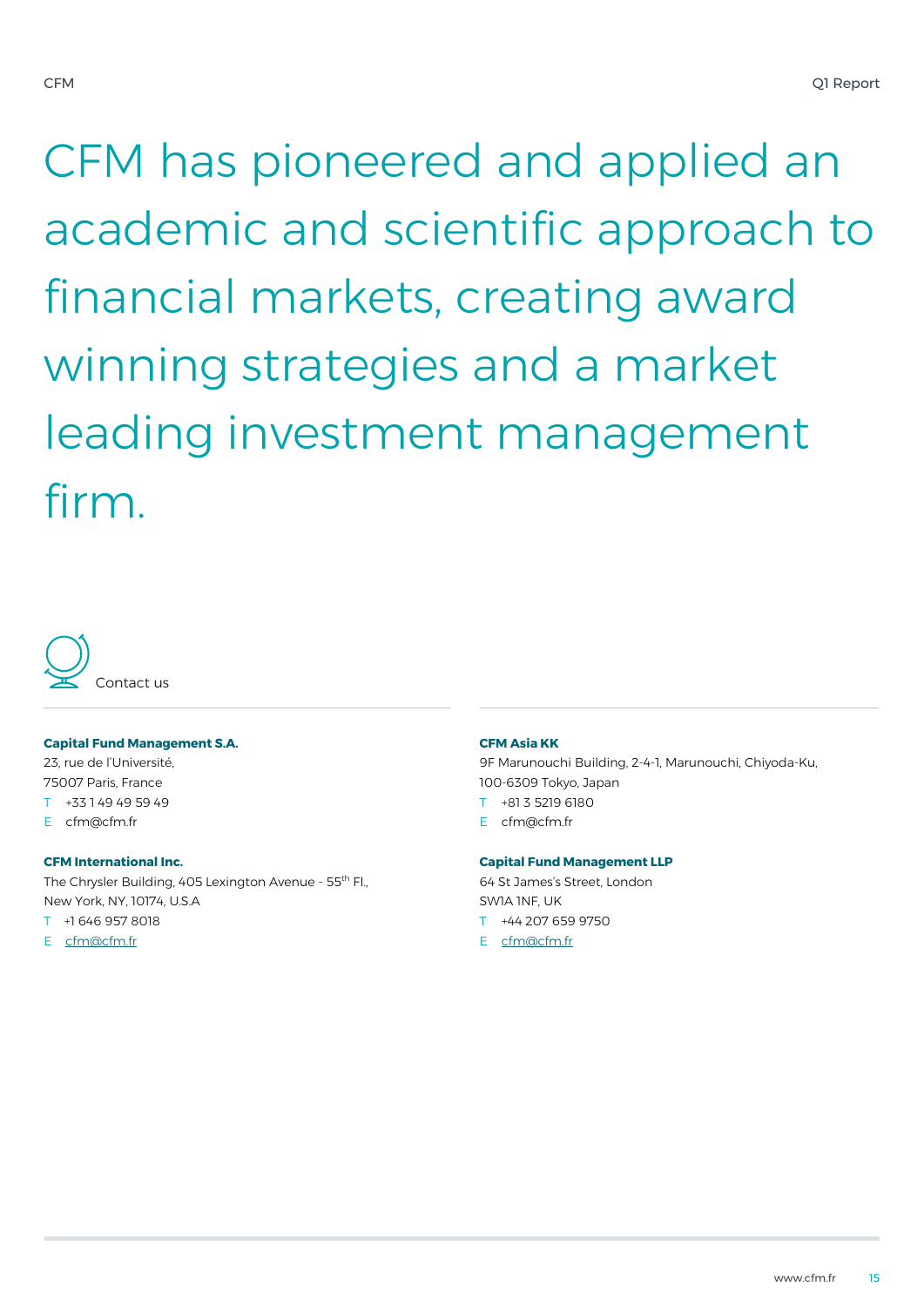# CFM has pioneered and applied an academic and scientific approach to financial markets, creating award winning strategies and a market leading investment management firm.

Contact us

**Capital Fund Management S.A.**
23, rue de l'Université,
75007 Paris, France
T +33 1 49 49 59 49
E cfm@cfm.fr

**CFM International Inc.**
The Chrysler Building, 405 Lexington Avenue - 55th Fl.,
New York, NY, 10174, U.S.A
T +1 646 957 8018
E cfm@cfm.fr

**CFM Asia KK**
9F Marunouchi Building, 2-4-1, Marunouchi, Chiyoda-Ku,
100-6309 Tokyo, Japan
T +81 3 5219 6180
E cfm@cfm.fr

**Capital Fund Management LLP**
64 St James's Street, London
SW1A 1NF, UK
T +44 207 659 9750
E cfm@cfm.fr